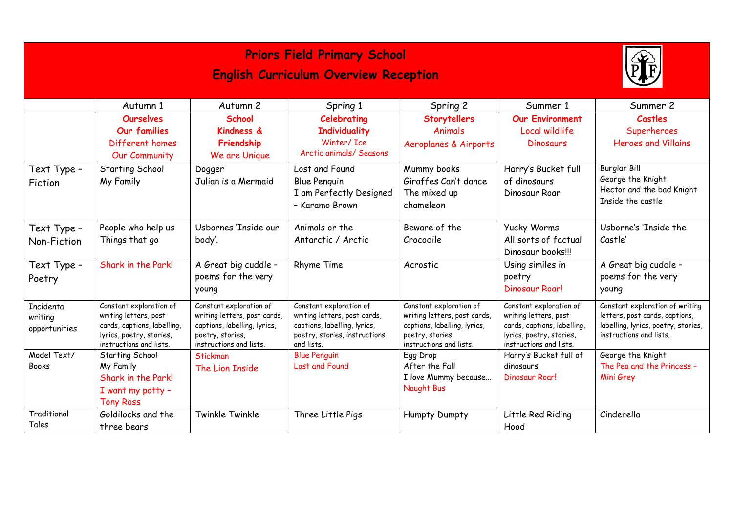# Priors Field Primary School

## English Curriculum Overview Reception

| | Autumn 1 | Autumn 2 | Spring 1 | Spring 2 | Summer 1 | Summer 2 |
|---|---|---|---|---|---|---|
| | **Ourselves** **Our families** Different homes Our Community | **School** **Kindness & Friendship** We are Unique | **Celebrating Individuality** Winter/ Ice Arctic animals/ Seasons | **Storytellers** Animals Aeroplanes & Airports | **Our Environment** Local wildlife Dinosaurs | **Castles** Superheroes Heroes and Villains |
| Text Type – Fiction | Starting School My Family | Dogger Julian is a Mermaid | Lost and Found Blue Penguin I am Perfectly Designed – Karamo Brown | Mummy books Giraffes Can't dance The mixed up chameleon | Harry's Bucket full of dinosaurs Dinosaur Roar | Burglar Bill George the Knight Hector and the bad Knight Inside the castle |
| Text Type – Non-Fiction | People who help us Things that go | Usbornes 'Inside our body'. | Animals or the Antarctic / Arctic | Beware of the Crocodile | Yucky Worms All sorts of factual Dinosaur books!!! | Usborne's 'Inside the Castle' |
| Text Type – Poetry | Shark in the Park! | A Great big cuddle – poems for the very young | Rhyme Time | Acrostic | Using similes in poetry Dinosaur Roar! | A Great big cuddle – poems for the very young |
| Incidental writing opportunities | Constant exploration of writing letters, post cards, captions, labelling, lyrics, poetry, stories, instructions and lists. | Constant exploration of writing letters, post cards, captions, labelling, lyrics, poetry, stories, instructions and lists. | Constant exploration of writing letters, post cards, captions, labelling, lyrics, poetry, stories, instructions and lists. | Constant exploration of writing letters, post cards, captions, labelling, lyrics, poetry, stories, instructions and lists. | Constant exploration of writing letters, post cards, captions, labelling, lyrics, poetry, stories, instructions and lists. | Constant exploration of writing letters, post cards, captions, labelling, lyrics, poetry, stories, instructions and lists. |
| Model Text/ Books | Starting School My Family Shark in the Park! I want my potty – Tony Ross | Stickman The Lion Inside | Blue Penguin Lost and Found | Egg Drop After the Fall I love Mummy because… Naught Bus | Harry's Bucket full of dinosaurs Dinosaur Roar! | George the Knight The Pea and the Princess – Mini Grey |
| Traditional Tales | Goldilocks and the three bears | Twinkle Twinkle | Three Little Pigs | Humpty Dumpty | Little Red Riding Hood | Cinderella |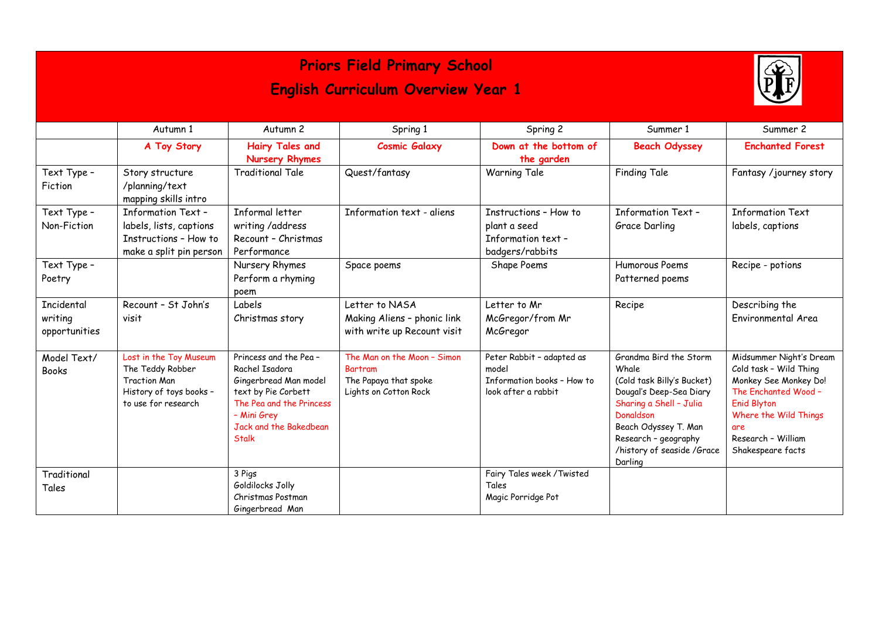# Priors Field Primary School

## English Curriculum Overview Year 1

| | Autumn 1 | Autumn 2 | Spring 1 | Spring 2 | Summer 1 | Summer 2 |
|---|---|---|---|---|---|---|
| | **A Toy Story** | **Hairy Tales and Nursery Rhymes** | **Cosmic Galaxy** | **Down at the bottom of the garden** | **Beach Odyssey** | **Enchanted Forest** |
| Text Type – Fiction | Story structure /planning/text mapping skills intro | Traditional Tale | Quest/fantasy | Warning Tale | Finding Tale | Fantasy /journey story |
| Text Type – Non-Fiction | Information Text – labels, lists, captions<br>Instructions – How to make a split pin person | Informal letter writing /address<br>Recount – Christmas Performance | Information text - aliens | Instructions – How to plant a seed<br>Information text – badgers/rabbits | Information Text – Grace Darling | Information Text labels, captions |
| Text Type – Poetry | | Nursery Rhymes<br>Perform a rhyming poem | Space poems | Shape Poems | Humorous Poems<br>Patterned poems | Recipe - potions |
| Incidental writing opportunities | Recount – St John's visit | Labels<br>Christmas story | Letter to NASA<br>Making Aliens – phonic link with write up Recount visit | Letter to Mr McGregor/from Mr McGregor | Recipe | Describing the Environmental Area |
| Model Text/ Books | Lost in the Toy Museum<br>The Teddy Robber<br>Traction Man<br>History of toys books – to use for research | Princess and the Pea – Rachel Isadora<br>Gingerbread Man model text by Pie Corbett<br>The Pea and the Princess – Mini Grey<br>Jack and the Bakedbean Stalk | The Man on the Moon – Simon Bartram<br>The Papaya that spoke<br>Lights on Cotton Rock | Peter Rabbit – adapted as model<br>Information books – How to look after a rabbit | Grandma Bird the Storm Whale<br>(Cold task Billy's Bucket)<br>Dougal's Deep-Sea Diary<br>Sharing a Shell – Julia Donaldson<br>Beach Odyssey T. Man<br>Research – geography /history of seaside /Grace Darling | Midsummer Night's Dream<br>Cold task – Wild Thing<br>Monkey See Monkey Do!<br>The Enchanted Wood – Enid Blyton<br>Where the Wild Things are<br>Research – William Shakespeare facts |
| Traditional Tales | | 3 Pigs<br>Goldilocks Jolly Christmas Postman<br>Gingerbread Man | | Fairy Tales week /Twisted Tales<br>Magic Porridge Pot | | |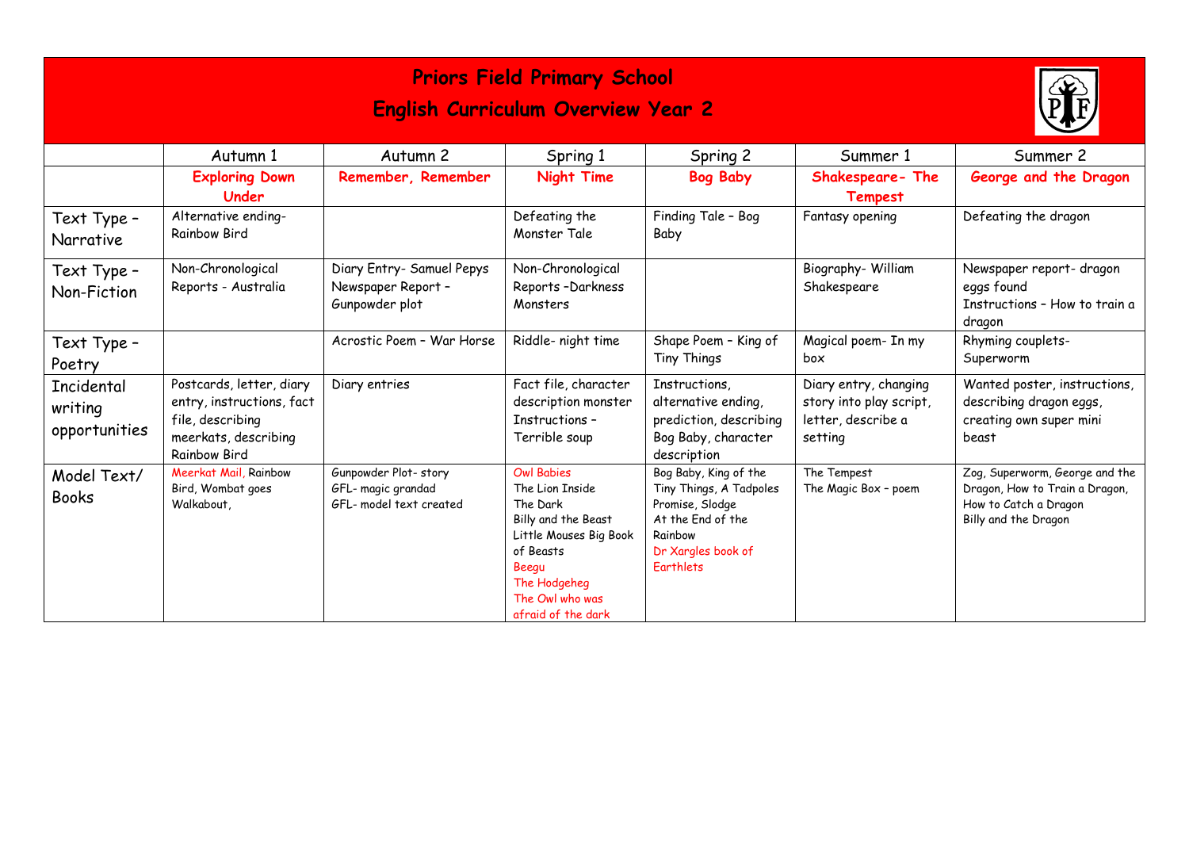# Priors Field Primary School

## English Curriculum Overview Year 2

| | Autumn 1 | Autumn 2 | Spring 1 | Spring 2 | Summer 1 | Summer 2 |
|---|---|---|---|---|---|---|
| | **Exploring Down Under** | **Remember, Remember** | **Night Time** | **Bog Baby** | **Shakespeare- The Tempest** | **George and the Dragon** |
| Text Type – Narrative | Alternative ending- Rainbow Bird | | Defeating the Monster Tale | Finding Tale – Bog Baby | Fantasy opening | Defeating the dragon |
| Text Type – Non-Fiction | Non-Chronological Reports - Australia | Diary Entry- Samuel Pepys<br>Newspaper Report – Gunpowder plot | Non-Chronological Reports –Darkness Monsters | | Biography- William Shakespeare | Newspaper report- dragon eggs found<br>Instructions – How to train a dragon |
| Text Type – Poetry | | Acrostic Poem – War Horse | Riddle- night time | Shape Poem – King of Tiny Things | Magical poem- In my box | Rhyming couplets- Superworm |
| Incidental writing opportunities | Postcards, letter, diary entry, instructions, fact file, describing meerkats, describing Rainbow Bird | Diary entries | Fact file, character description monster<br>Instructions – Terrible soup | Instructions, alternative ending, prediction, describing Bog Baby, character description | Diary entry, changing story into play script, letter, describe a setting | Wanted poster, instructions, describing dragon eggs, creating own super mini beast |
| Model Text/ Books | Meerkat Mail, Rainbow Bird, Wombat goes Walkabout, | Gunpowder Plot- story<br>GFL- magic grandad<br>GFL- model text created | Owl Babies<br>The Lion Inside<br>The Dark<br>Billy and the Beast<br>Little Mouses Big Book of Beasts<br>Beegu<br>The Hodgeheg<br>The Owl who was afraid of the dark | Bog Baby, King of the Tiny Things, A Tadpoles Promise, Slodge<br>At the End of the Rainbow<br>Dr Xargles book of Earthlets | The Tempest<br>The Magic Box – poem | Zog, Superworm, George and the Dragon, How to Train a Dragon, How to Catch a Dragon<br>Billy and the Dragon |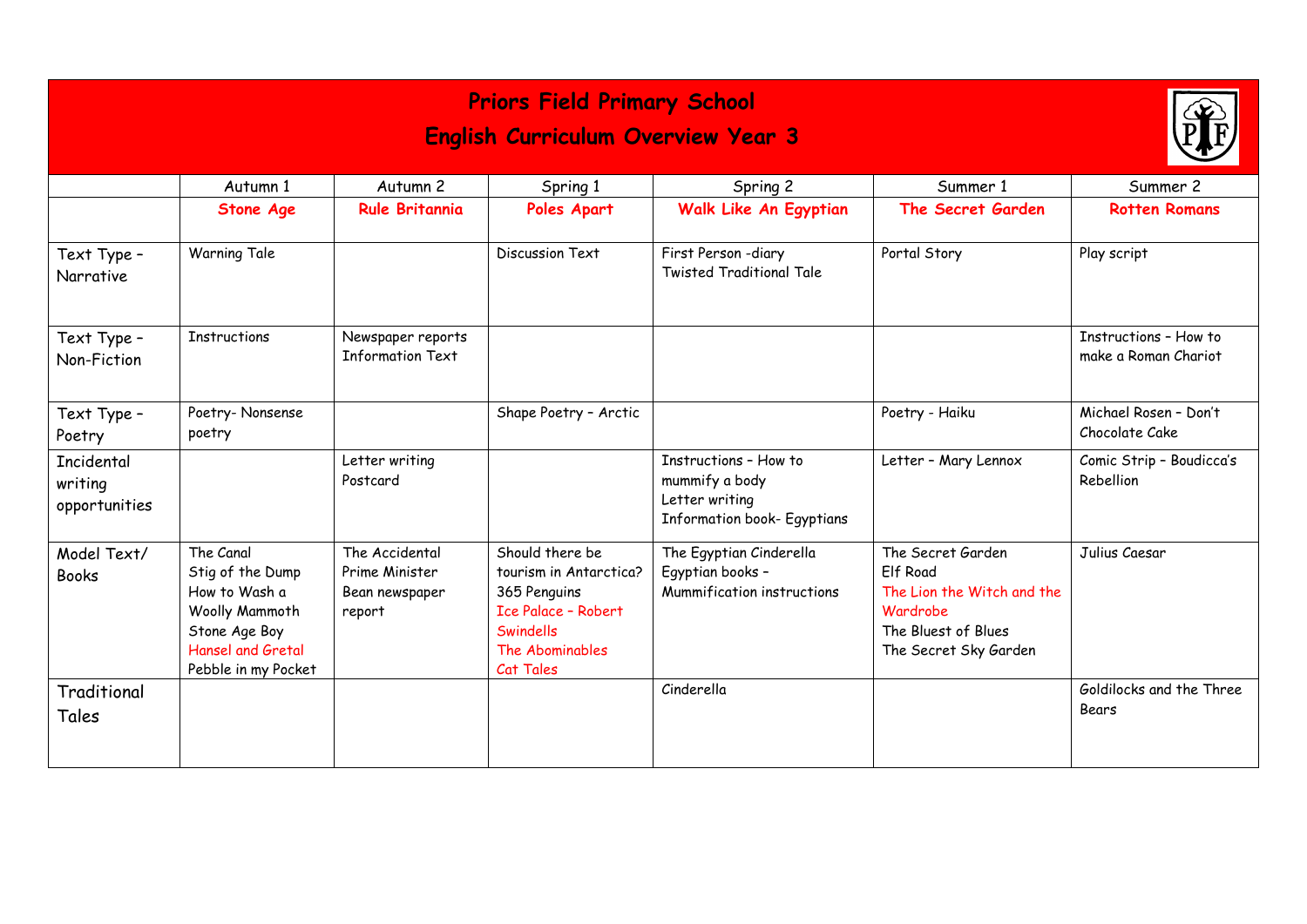# Priors Field Primary School

## English Curriculum Overview Year 3

| | Autumn 1 | Autumn 2 | Spring 1 | Spring 2 | Summer 1 | Summer 2 |
|---|---|---|---|---|---|---|
| | **Stone Age** | **Rule Britannia** | **Poles Apart** | **Walk Like An Egyptian** | **The Secret Garden** | **Rotten Romans** |
| Text Type – Narrative | Warning Tale | | Discussion Text | First Person -diary<br>Twisted Traditional Tale | Portal Story | Play script |
| Text Type – Non-Fiction | Instructions | Newspaper reports<br>Information Text | | | | Instructions – How to make a Roman Chariot |
| Text Type – Poetry | Poetry- Nonsense poetry | | Shape Poetry – Arctic | | Poetry - Haiku | Michael Rosen – Don't Chocolate Cake |
| Incidental writing opportunities | | Letter writing<br>Postcard | | Instructions – How to mummify a body<br>Letter writing<br>Information book- Egyptians | Letter – Mary Lennox | Comic Strip – Boudicca's Rebellion |
| Model Text/ Books | The Canal<br>Stig of the Dump<br>How to Wash a Woolly Mammoth<br>Stone Age Boy<br>Hansel and Gretal<br>Pebble in my Pocket | The Accidental Prime Minister<br>Bean newspaper report | Should there be tourism in Antarctica?<br>365 Penguins<br>Ice Palace – Robert Swindells<br>The Abominables<br>Cat Tales | The Egyptian Cinderella<br>Egyptian books – Mummification instructions | The Secret Garden<br>Elf Road<br>The Lion the Witch and the Wardrobe<br>The Bluest of Blues<br>The Secret Sky Garden | Julius Caesar |
| Traditional Tales | | | | Cinderella | | Goldilocks and the Three Bears |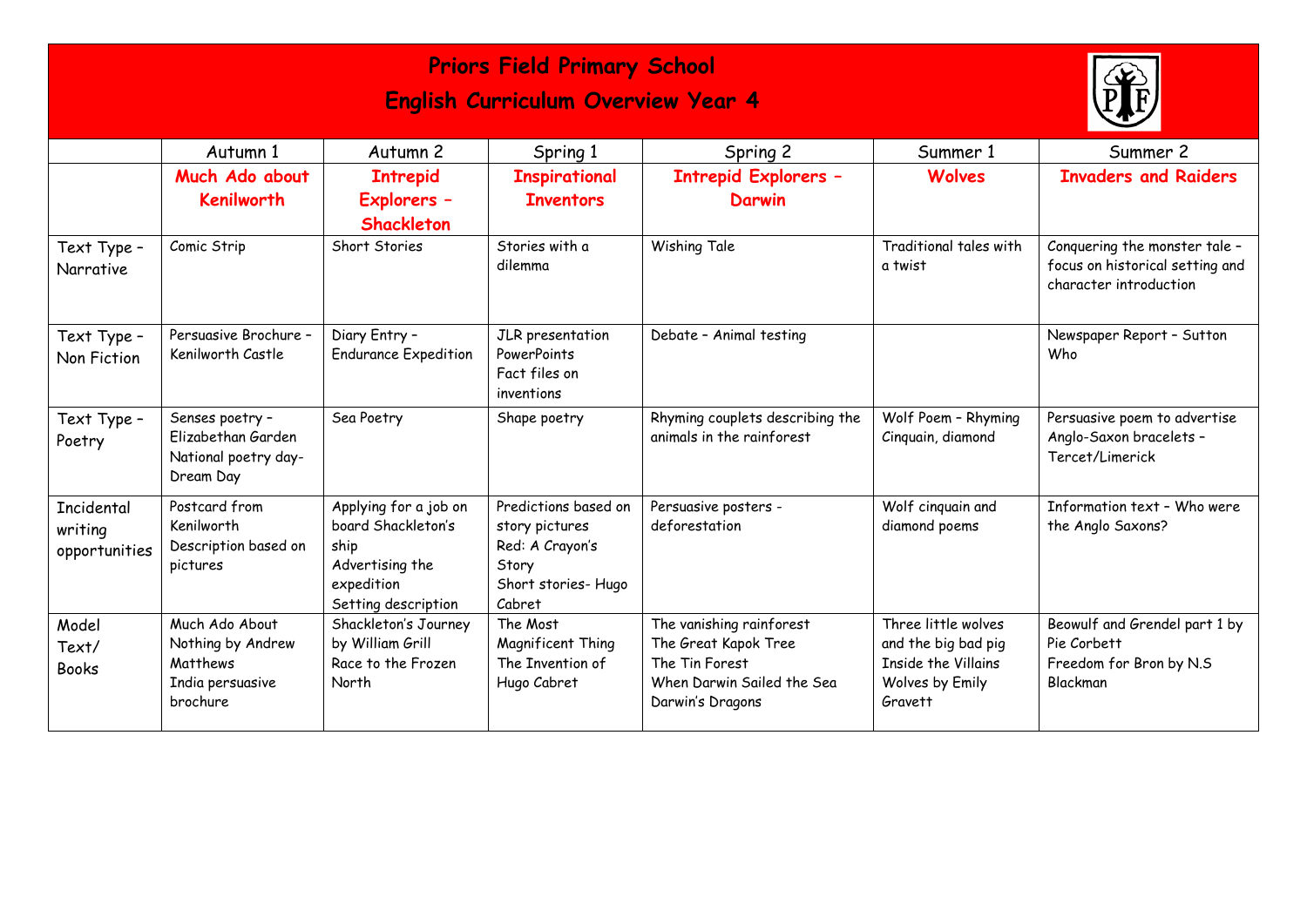# Priors Field Primary School

## English Curriculum Overview Year 4

| | Autumn 1 | Autumn 2 | Spring 1 | Spring 2 | Summer 1 | Summer 2 |
|---|---|---|---|---|---|---|
| | **Much Ado about Kenilworth** | **Intrepid Explorers – Shackleton** | **Inspirational Inventors** | **Intrepid Explorers – Darwin** | **Wolves** | **Invaders and Raiders** |
| Text Type – Narrative | Comic Strip | Short Stories | Stories with a dilemma | Wishing Tale | Traditional tales with a twist | Conquering the monster tale – focus on historical setting and character introduction |
| Text Type – Non Fiction | Persuasive Brochure – Kenilworth Castle | Diary Entry – Endurance Expedition | JLR presentation PowerPoints<br>Fact files on inventions | Debate – Animal testing | | Newspaper Report – Sutton Who |
| Text Type – Poetry | Senses poetry – Elizabethan Garden<br>National poetry day-Dream Day | Sea Poetry | Shape poetry | Rhyming couplets describing the animals in the rainforest | Wolf Poem – Rhyming Cinquain, diamond | Persuasive poem to advertise Anglo-Saxon bracelets – Tercet/Limerick |
| Incidental writing opportunities | Postcard from Kenilworth<br>Description based on pictures | Applying for a job on board Shackleton's ship<br>Advertising the expedition<br>Setting description | Predictions based on story pictures<br>Red: A Crayon's Story<br>Short stories- Hugo Cabret | Persuasive posters - deforestation | Wolf cinquain and diamond poems | Information text – Who were the Anglo Saxons? |
| Model Text/ Books | Much Ado About Nothing by Andrew Matthews<br>India persuasive brochure | Shackleton's Journey by William Grill<br>Race to the Frozen North | The Most Magnificent Thing<br>The Invention of Hugo Cabret | The vanishing rainforest<br>The Great Kapok Tree<br>The Tin Forest<br>When Darwin Sailed the Sea<br>Darwin's Dragons | Three little wolves and the big bad pig<br>Inside the Villains<br>Wolves by Emily Gravett | Beowulf and Grendel part 1 by Pie Corbett<br>Freedom for Bron by N.S Blackman |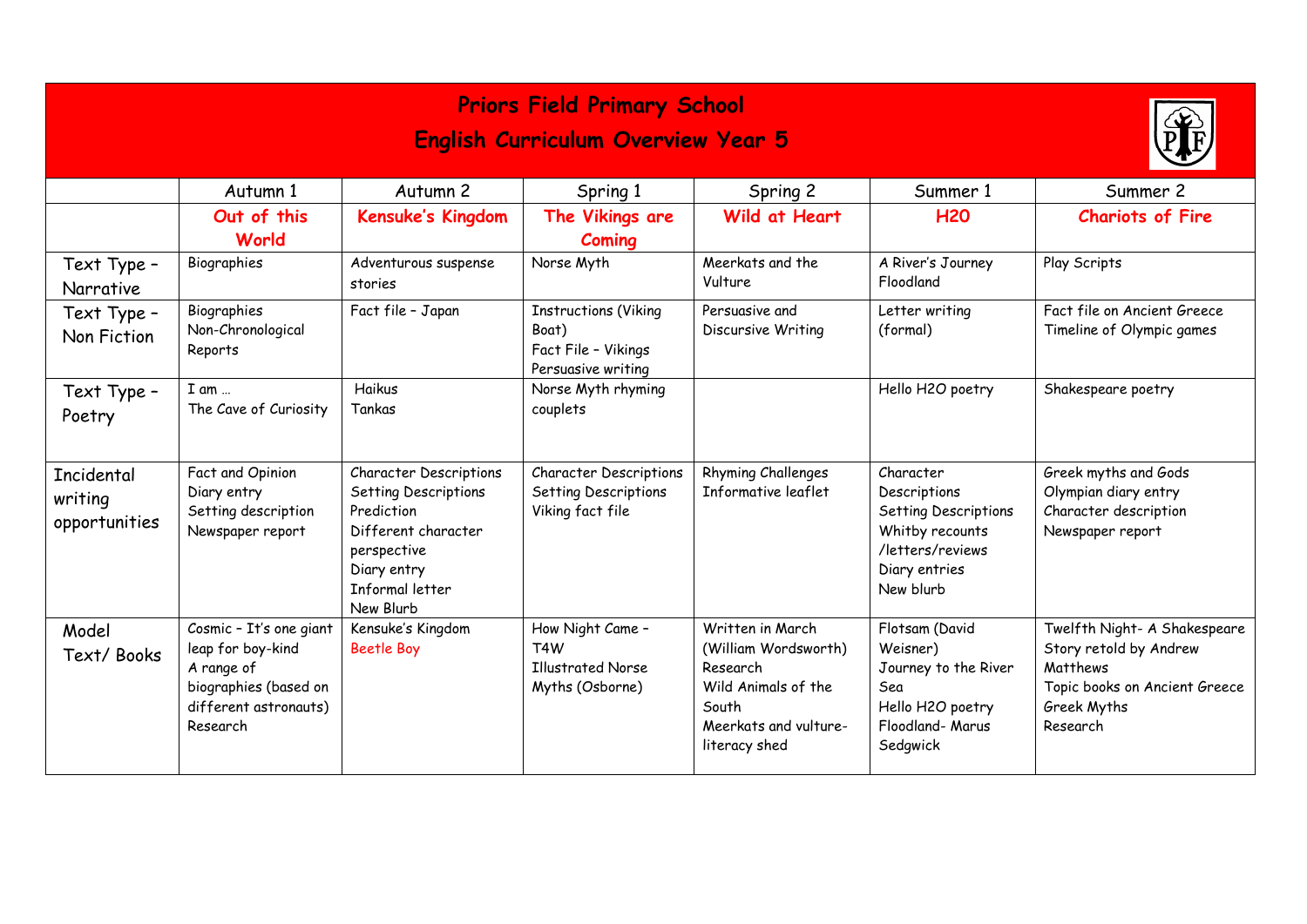# Priors Field Primary School

## English Curriculum Overview Year 5

| | Autumn 1 | Autumn 2 | Spring 1 | Spring 2 | Summer 1 | Summer 2 |
|---|---|---|---|---|---|---|
| | **Out of this World** | **Kensuke's Kingdom** | **The Vikings are Coming** | **Wild at Heart** | **H2O** | **Chariots of Fire** |
| Text Type – Narrative | Biographies | Adventurous suspense stories | Norse Myth | Meerkats and the Vulture | A River's Journey<br>Floodland | Play Scripts |
| Text Type – Non Fiction | Biographies<br>Non-Chronological Reports | Fact file – Japan | Instructions (Viking Boat)<br>Fact File – Vikings<br>Persuasive writing | Persuasive and Discursive Writing | Letter writing (formal) | Fact file on Ancient Greece<br>Timeline of Olympic games |
| Text Type – Poetry | I am …<br>The Cave of Curiosity | Haikus<br>Tankas | Norse Myth rhyming couplets | | Hello H2O poetry | Shakespeare poetry |
| Incidental writing opportunities | Fact and Opinion<br>Diary entry<br>Setting description<br>Newspaper report | Character Descriptions<br>Setting Descriptions<br>Prediction<br>Different character perspective<br>Diary entry<br>Informal letter<br>New Blurb | Character Descriptions<br>Setting Descriptions<br>Viking fact file | Rhyming Challenges<br>Informative leaflet | Character Descriptions<br>Setting Descriptions<br>Whitby recounts /letters/reviews<br>Diary entries<br>New blurb | Greek myths and Gods<br>Olympian diary entry<br>Character description<br>Newspaper report |
| Model Text/ Books | Cosmic – It's one giant leap for boy-kind<br>A range of biographies (based on different astronauts)<br>Research | Kensuke's Kingdom<br>Beetle Boy | How Night Came – T4W<br>Illustrated Norse Myths (Osborne) | Written in March (William Wordsworth)<br>Research<br>Wild Animals of the South<br>Meerkats and vulture-literacy shed | Flotsam (David Weisner)<br>Journey to the River Sea<br>Hello H2O poetry<br>Floodland- Marus Sedgwick | Twelfth Night- A Shakespeare Story retold by Andrew Matthews<br>Topic books on Ancient Greece<br>Greek Myths<br>Research |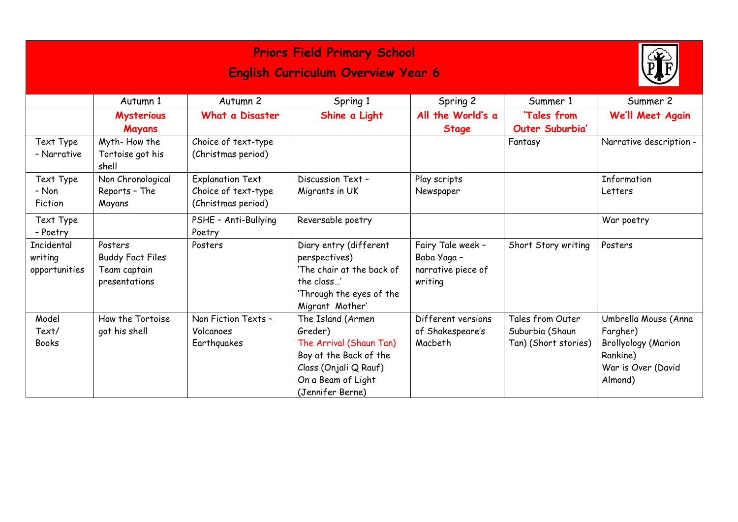# Priors Field Primary School

## English Curriculum Overview Year 6

| | Autumn 1 | Autumn 2 | Spring 1 | Spring 2 | Summer 1 | Summer 2 |
|---|---|---|---|---|---|---|
| | **Mysterious Mayans** | **What a Disaster** | **Shine a Light** | **All the World's a Stage** | **'Tales from Outer Suburbia'** | **We'll Meet Again** |
| Text Type – Narrative | Myth- How the Tortoise got his shell | Choice of text-type (Christmas period) | | | Fantasy | Narrative description - |
| Text Type – Non Fiction | Non Chronological Reports – The Mayans | Explanation Text<br>Choice of text-type (Christmas period) | Discussion Text – Migrants in UK | Play scripts<br>Newspaper | | Information<br>Letters |
| Text Type – Poetry | | PSHE – Anti-Bullying Poetry | Reversable poetry | | | War poetry |
| Incidental writing opportunities | Posters<br>Buddy Fact Files<br>Team captain presentations | Posters | Diary entry (different perspectives)<br>'The chair at the back of the class…'<br>'Through the eyes of the Migrant Mother' | Fairy Tale week – Baba Yaga – narrative piece of writing | Short Story writing | Posters |
| Model Text/ Books | How the Tortoise got his shell | Non Fiction Texts – Volcanoes<br>Earthquakes | The Island (Armen Greder)<br>The Arrival (Shaun Tan)<br>Boy at the Back of the Class (Onjali Q Rauf)<br>On a Beam of Light (Jennifer Berne) | Different versions of Shakespeare's Macbeth | Tales from Outer Suburbia (Shaun Tan) (Short stories) | Umbrella Mouse (Anna Fargher)<br>Brollyology (Marion Rankine)<br>War is Over (David Almond) |